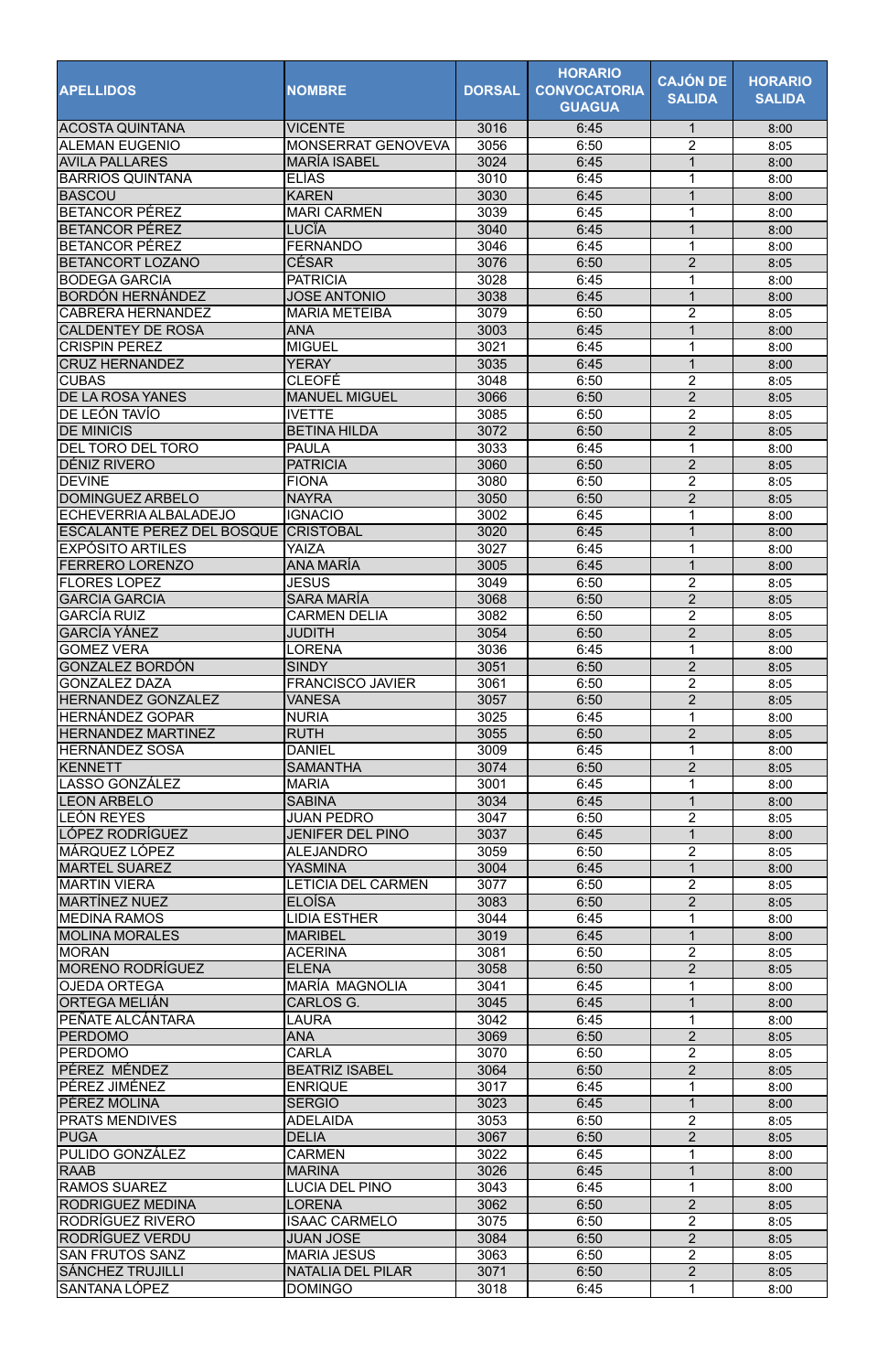| APELLIDOS | NOMBRE | DORSAL | HORARIO CONVOCATORIA GUAGUA | CAJÓN DE SALIDA | HORARIO SALIDA |
|---|---|---|---|---|---|
| ACOSTA QUINTANA | VICENTE | 3016 | 6:45 | 1 | 8:00 |
| ALEMAN EUGENIO | MONSERRAT GENOVEVA | 3056 | 6:50 | 2 | 8:05 |
| AVILA PALLARES | MARÍA ISABEL | 3024 | 6:45 | 1 | 8:00 |
| BARRIOS QUINTANA | ELÍAS | 3010 | 6:45 | 1 | 8:00 |
| BASCOU | KAREN | 3030 | 6:45 | 1 | 8:00 |
| BETANCOR PÉREZ | MARI CARMEN | 3039 | 6:45 | 1 | 8:00 |
| BETANCOR PÉREZ | LUCÍA | 3040 | 6:45 | 1 | 8:00 |
| BETANCOR PÉREZ | FERNANDO | 3046 | 6:45 | 1 | 8:00 |
| BETANCORT LOZANO | CÉSAR | 3076 | 6:50 | 2 | 8:05 |
| BODEGA GARCIA | PATRICIA | 3028 | 6:45 | 1 | 8:00 |
| BORDÓN HERNÁNDEZ | JOSE ANTONIO | 3038 | 6:45 | 1 | 8:00 |
| CABRERA HERNANDEZ | MARIA METEIBA | 3079 | 6:50 | 2 | 8:05 |
| CALDENTEY DE ROSA | ANA | 3003 | 6:45 | 1 | 8:00 |
| CRISPIN PEREZ | MIGUEL | 3021 | 6:45 | 1 | 8:00 |
| CRUZ HERNANDEZ | YERAY | 3035 | 6:45 | 1 | 8:00 |
| CUBAS | CLEOFÉ | 3048 | 6:50 | 2 | 8:05 |
| DE LA ROSA YANES | MANUEL MIGUEL | 3066 | 6:50 | 2 | 8:05 |
| DE LEÓN TAVÍO | IVETTE | 3085 | 6:50 | 2 | 8:05 |
| DE MINICIS | BETINA HILDA | 3072 | 6:50 | 2 | 8:05 |
| DEL TORO DEL TORO | PAULA | 3033 | 6:45 | 1 | 8:00 |
| DÉNIZ RIVERO | PATRICIA | 3060 | 6:50 | 2 | 8:05 |
| DEVINE | FIONA | 3080 | 6:50 | 2 | 8:05 |
| DOMINGUEZ ARBELO | NAYRA | 3050 | 6:50 | 2 | 8:05 |
| ECHEVERRIA ALBALADEJO | IGNACIO | 3002 | 6:45 | 1 | 8:00 |
| ESCALANTE PEREZ DEL BOSQUE | CRISTOBAL | 3020 | 6:45 | 1 | 8:00 |
| EXPÓSITO ARTILES | YAIZA | 3027 | 6:45 | 1 | 8:00 |
| FERRERO LORENZO | ANA MARÍA | 3005 | 6:45 | 1 | 8:00 |
| FLORES LOPEZ | JESUS | 3049 | 6:50 | 2 | 8:05 |
| GARCIA GARCIA | SARA MARÍA | 3068 | 6:50 | 2 | 8:05 |
| GARCÍA RUIZ | CARMEN DELIA | 3082 | 6:50 | 2 | 8:05 |
| GARCÍA YÁNEZ | JUDITH | 3054 | 6:50 | 2 | 8:05 |
| GOMEZ VERA | LORENA | 3036 | 6:45 | 1 | 8:00 |
| GONZALEZ BORDÓN | SINDY | 3051 | 6:50 | 2 | 8:05 |
| GONZALEZ DAZA | FRANCISCO JAVIER | 3061 | 6:50 | 2 | 8:05 |
| HERNANDEZ GONZALEZ | VANESA | 3057 | 6:50 | 2 | 8:05 |
| HERNÁNDEZ GOPAR | NURIA | 3025 | 6:45 | 1 | 8:00 |
| HERNANDEZ MARTINEZ | RUTH | 3055 | 6:50 | 2 | 8:05 |
| HERNÁNDEZ SOSA | DANIEL | 3009 | 6:45 | 1 | 8:00 |
| KENNETT | SAMANTHA | 3074 | 6:50 | 2 | 8:05 |
| LASSO GONZÁLEZ | MARIA | 3001 | 6:45 | 1 | 8:00 |
| LEON ARBELO | SABINA | 3034 | 6:45 | 1 | 8:00 |
| LEÓN REYES | JUAN PEDRO | 3047 | 6:50 | 2 | 8:05 |
| LÓPEZ RODRÍGUEZ | JENIFER DEL PINO | 3037 | 6:45 | 1 | 8:00 |
| MÁRQUEZ LÓPEZ | ALEJANDRO | 3059 | 6:50 | 2 | 8:05 |
| MARTEL SUAREZ | YASMINA | 3004 | 6:45 | 1 | 8:00 |
| MARTIN VIERA | LETICIA DEL CARMEN | 3077 | 6:50 | 2 | 8:05 |
| MARTÍNEZ NUEZ | ELOÍSA | 3083 | 6:50 | 2 | 8:05 |
| MEDINA RAMOS | LIDIA ESTHER | 3044 | 6:45 | 1 | 8:00 |
| MOLINA MORALES | MARIBEL | 3019 | 6:45 | 1 | 8:00 |
| MORAN | ACERINA | 3081 | 6:50 | 2 | 8:05 |
| MORENO RODRÍGUEZ | ELENA | 3058 | 6:50 | 2 | 8:05 |
| OJEDA ORTEGA | MARÍA MAGNOLIA | 3041 | 6:45 | 1 | 8:00 |
| ORTEGA MELIÁN | CARLOS G. | 3045 | 6:45 | 1 | 8:00 |
| PEÑATE ALCÁNTARA | LAURA | 3042 | 6:45 | 1 | 8:00 |
| PERDOMO | ANA | 3069 | 6:50 | 2 | 8:05 |
| PERDOMO | CARLA | 3070 | 6:50 | 2 | 8:05 |
| PÉREZ MÉNDEZ | BEATRIZ ISABEL | 3064 | 6:50 | 2 | 8:05 |
| PÉREZ JIMÉNEZ | ENRIQUE | 3017 | 6:45 | 1 | 8:00 |
| PÉREZ MOLINA | SERGIO | 3023 | 6:45 | 1 | 8:00 |
| PRATS MENDIVES | ADELAIDA | 3053 | 6:50 | 2 | 8:05 |
| PUGA | DELIA | 3067 | 6:50 | 2 | 8:05 |
| PULIDO GONZÁLEZ | CARMEN | 3022 | 6:45 | 1 | 8:00 |
| RAAB | MARINA | 3026 | 6:45 | 1 | 8:00 |
| RAMOS SUAREZ | LUCIA DEL PINO | 3043 | 6:45 | 1 | 8:00 |
| RODRIGUEZ MEDINA | LORENA | 3062 | 6:50 | 2 | 8:05 |
| RODRÍGUEZ RIVERO | ISAAC CARMELO | 3075 | 6:50 | 2 | 8:05 |
| RODRÍGUEZ VERDU | JUAN JOSE | 3084 | 6:50 | 2 | 8:05 |
| SAN FRUTOS SANZ | MARIA JESUS | 3063 | 6:50 | 2 | 8:05 |
| SÁNCHEZ TRUJILLI | NATALIA DEL PILAR | 3071 | 6:50 | 2 | 8:05 |
| SANTANA LÓPEZ | DOMINGO | 3018 | 6:45 | 1 | 8:00 |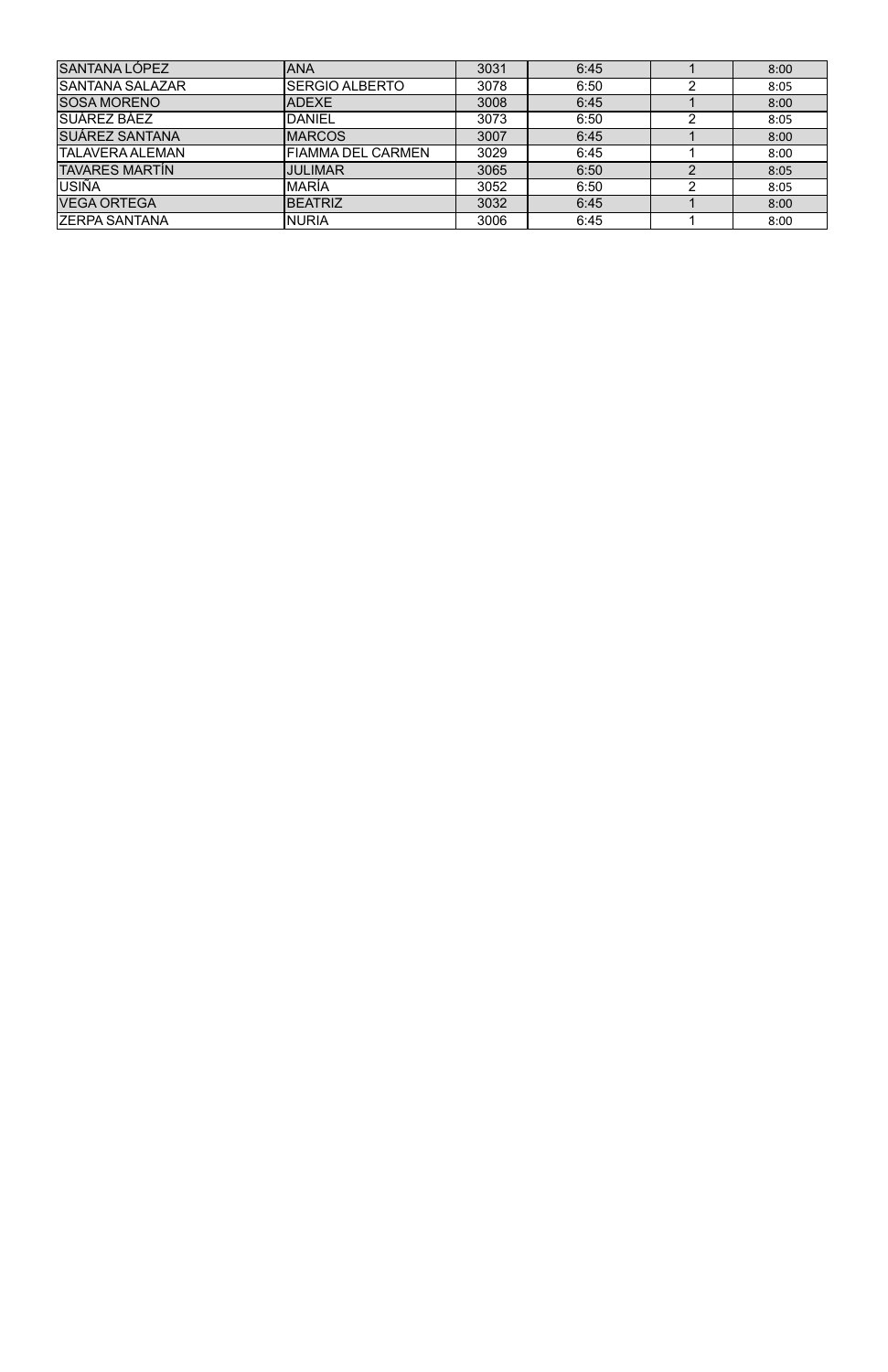| | | | | | |
|---|---|---|---|---|---|
| SANTANA LÓPEZ | ANA | 3031 | 6:45 | 1 | 8:00 |
| SANTANA SALAZAR | SERGIO ALBERTO | 3078 | 6:50 | 2 | 8:05 |
| SOSA MORENO | ADEXE | 3008 | 6:45 | 1 | 8:00 |
| SUÁREZ BÁEZ | DANIEL | 3073 | 6:50 | 2 | 8:05 |
| SUÁREZ SANTANA | MARCOS | 3007 | 6:45 | 1 | 8:00 |
| TALAVERA ALEMAN | FIAMMA DEL CARMEN | 3029 | 6:45 | 1 | 8:00 |
| TAVARES MARTÍN | JULIMAR | 3065 | 6:50 | 2 | 8:05 |
| USIÑA | MARÍA | 3052 | 6:50 | 2 | 8:05 |
| VEGA ORTEGA | BEATRIZ | 3032 | 6:45 | 1 | 8:00 |
| ZERPA SANTANA | NURIA | 3006 | 6:45 | 1 | 8:00 |